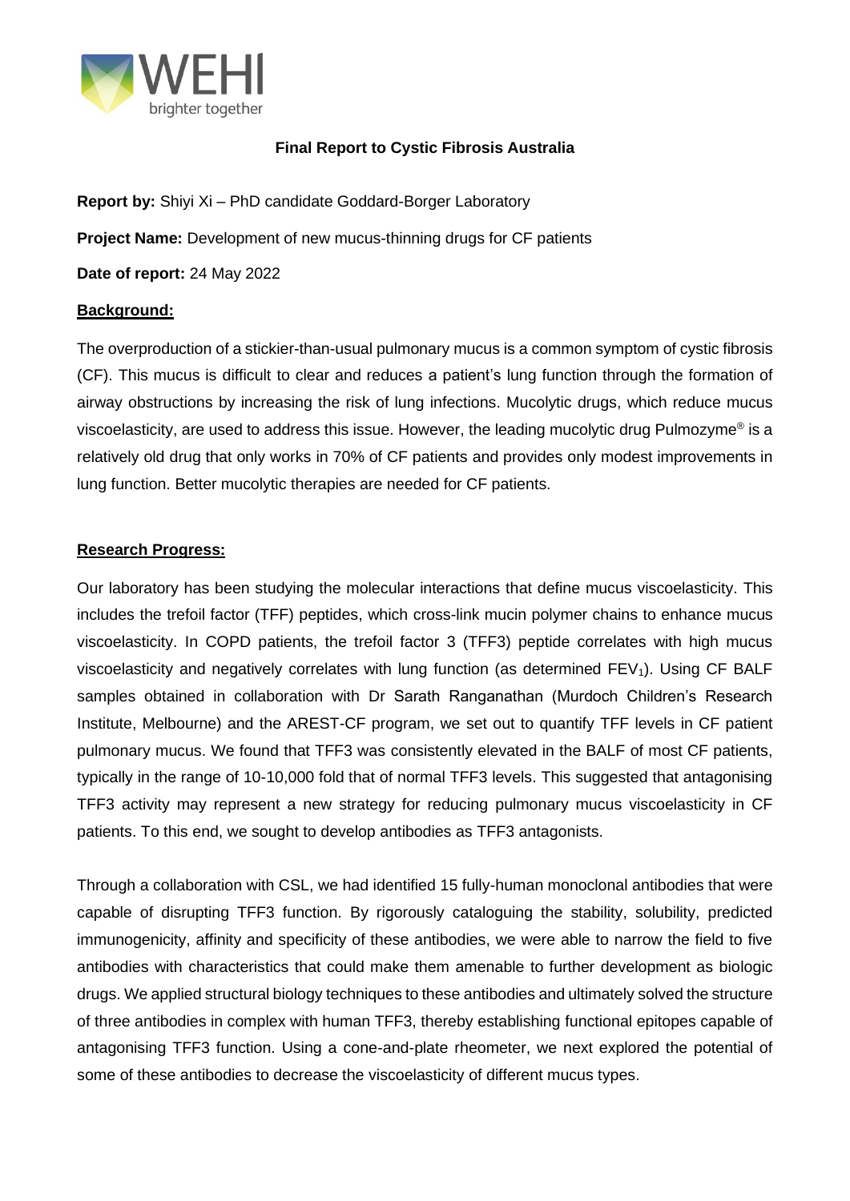# Final Report to Cystic Fibrosis Australia

**Report by:** Shiyi Xi – PhD candidate Goddard-Borger Laboratory

**Project Name:** Development of new mucus-thinning drugs for CF patients

**Date of report:** 24 May 2022

## Background:

The overproduction of a stickier-than-usual pulmonary mucus is a common symptom of cystic fibrosis (CF). This mucus is difficult to clear and reduces a patient's lung function through the formation of airway obstructions by increasing the risk of lung infections. Mucolytic drugs, which reduce mucus viscoelasticity, are used to address this issue. However, the leading mucolytic drug Pulmozyme® is a relatively old drug that only works in 70% of CF patients and provides only modest improvements in lung function. Better mucolytic therapies are needed for CF patients.

## Research Progress:

Our laboratory has been studying the molecular interactions that define mucus viscoelasticity. This includes the trefoil factor (TFF) peptides, which cross-link mucin polymer chains to enhance mucus viscoelasticity. In COPD patients, the trefoil factor 3 (TFF3) peptide correlates with high mucus viscoelasticity and negatively correlates with lung function (as determined $FEV_1$). Using CF BALF samples obtained in collaboration with Dr Sarath Ranganathan (Murdoch Children's Research Institute, Melbourne) and the AREST-CF program, we set out to quantify TFF levels in CF patient pulmonary mucus. We found that TFF3 was consistently elevated in the BALF of most CF patients, typically in the range of 10-10,000 fold that of normal TFF3 levels. This suggested that antagonising TFF3 activity may represent a new strategy for reducing pulmonary mucus viscoelasticity in CF patients. To this end, we sought to develop antibodies as TFF3 antagonists.

Through a collaboration with CSL, we had identified 15 fully-human monoclonal antibodies that were capable of disrupting TFF3 function. By rigorously cataloguing the stability, solubility, predicted immunogenicity, affinity and specificity of these antibodies, we were able to narrow the field to five antibodies with characteristics that could make them amenable to further development as biologic drugs. We applied structural biology techniques to these antibodies and ultimately solved the structure of three antibodies in complex with human TFF3, thereby establishing functional epitopes capable of antagonising TFF3 function. Using a cone-and-plate rheometer, we next explored the potential of some of these antibodies to decrease the viscoelasticity of different mucus types.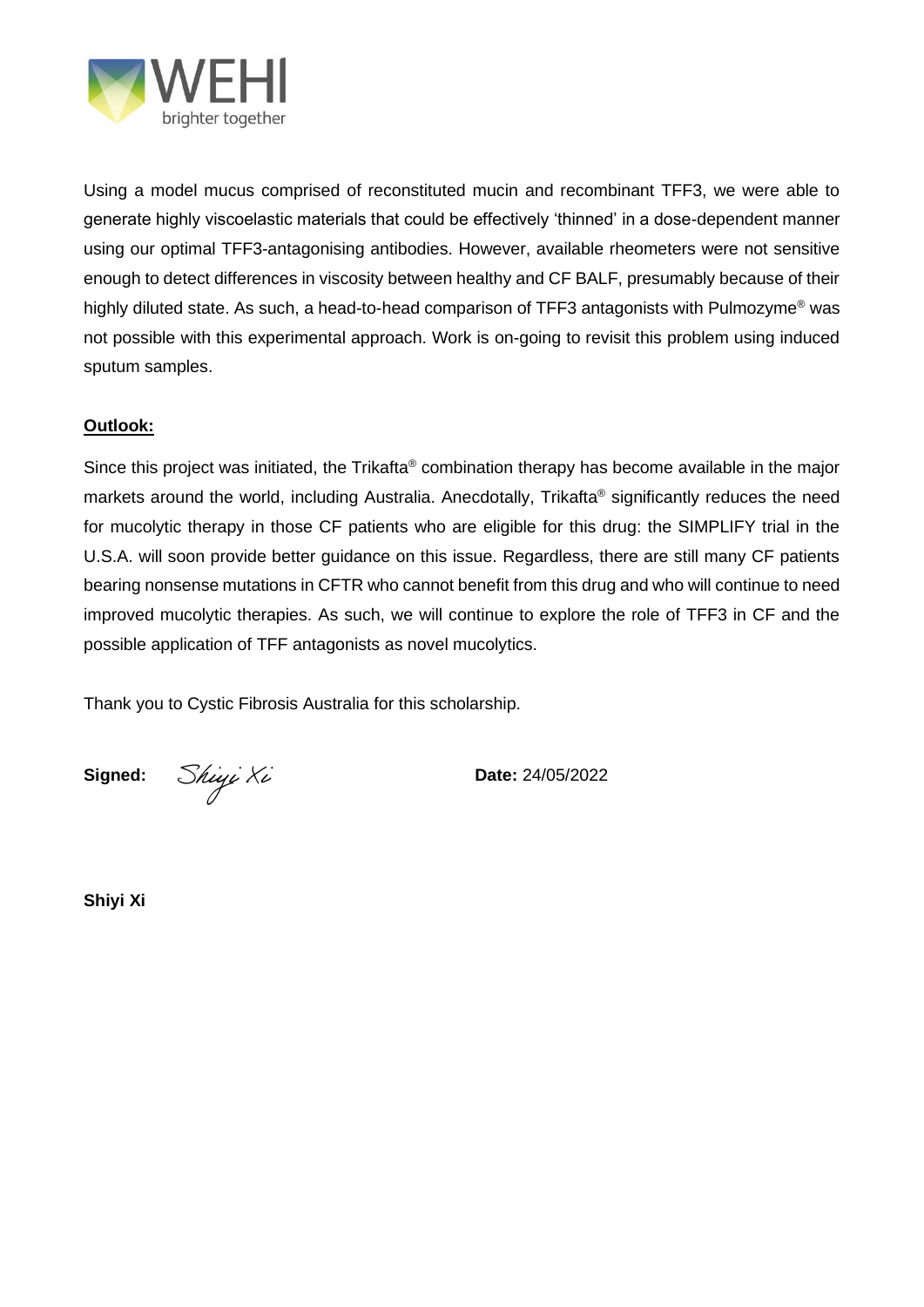Using a model mucus comprised of reconstituted mucin and recombinant TFF3, we were able to generate highly viscoelastic materials that could be effectively 'thinned' in a dose-dependent manner using our optimal TFF3-antagonising antibodies. However, available rheometers were not sensitive enough to detect differences in viscosity between healthy and CF BALF, presumably because of their highly diluted state. As such, a head-to-head comparison of TFF3 antagonists with Pulmozyme® was not possible with this experimental approach. Work is on-going to revisit this problem using induced sputum samples.

**Outlook:**

Since this project was initiated, the Trikafta® combination therapy has become available in the major markets around the world, including Australia. Anecdotally, Trikafta® significantly reduces the need for mucolytic therapy in those CF patients who are eligible for this drug: the SIMPLIFY trial in the U.S.A. will soon provide better guidance on this issue. Regardless, there are still many CF patients bearing nonsense mutations in CFTR who cannot benefit from this drug and who will continue to need improved mucolytic therapies. As such, we will continue to explore the role of TFF3 in CF and the possible application of TFF antagonists as novel mucolytics.

Thank you to Cystic Fibrosis Australia for this scholarship.

**Signed:** Shiyi Xi **Date:** 24/05/2022

**Shiyi Xi**